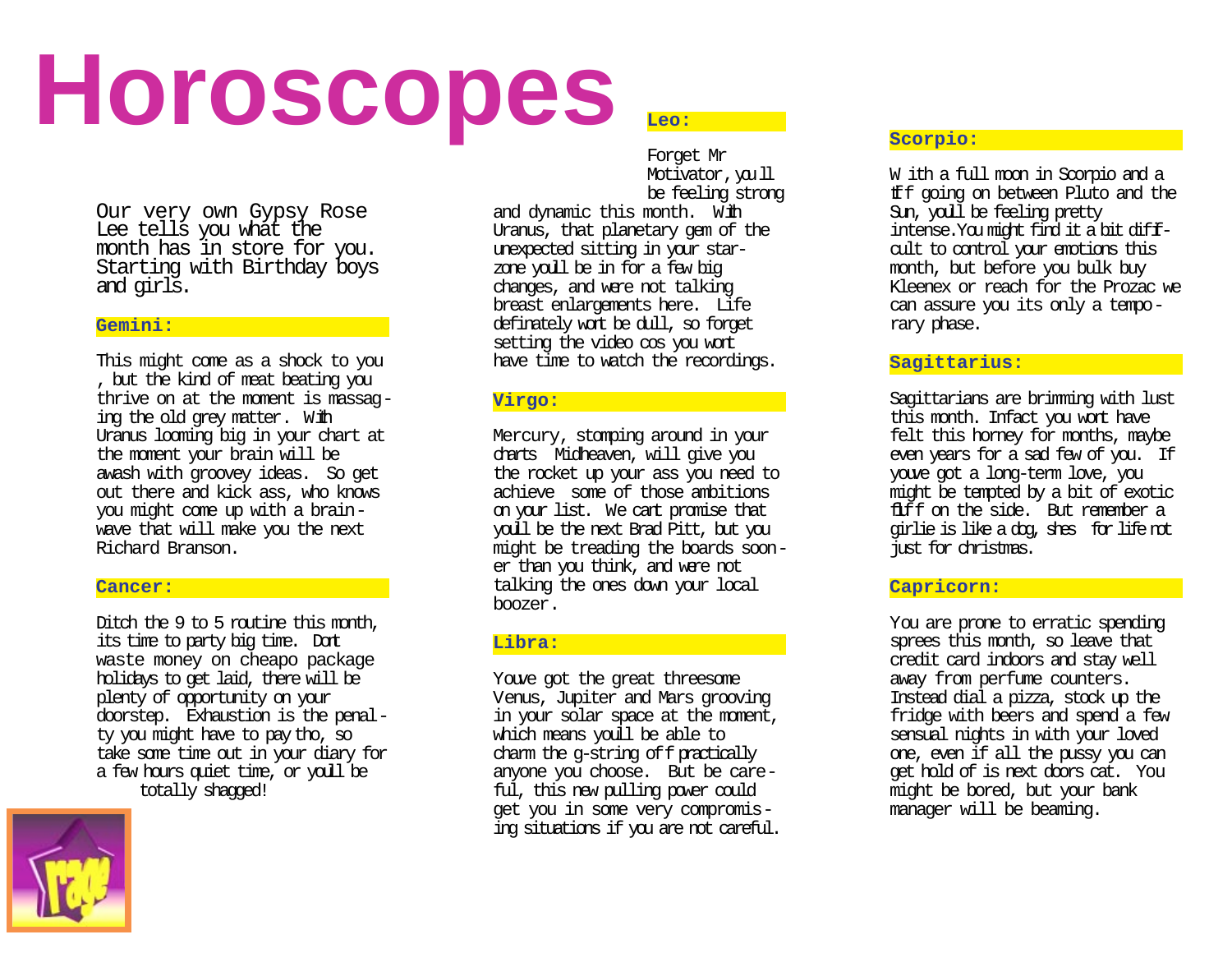# Horoscopes

Our very own Gypsy Rose Lee tells you what the month has in store for you. Starting with Birthday boys and girls.

## Gemini:

This might come as a shock to you , but the kind of meat beating you thrive on at the moment is massaging the old grey matter. With Uranus looming big in your chart at the moment your brain will be awash with groovey ideas. So get out there and kick ass, who knows you might come up with a brainwave that will make you the next Richard Branson.

## Cancer:

Ditch the 9 to 5 routine this month, its time to party big time. Dont waste money on cheapo package holidays to get laid, there will be plenty of opportunity on your doorstep. Exhaustion is the penalty you might have to pay tho, so take some time out in your diary for a few hours quiet time, or youll be totally shagged!

## Leo:

Forget Mr Motivator, youll be feeling strong and dynamic this month. With Uranus, that planetary gem of the unexpected sitting in your starzone youll be in for a few big changes, and were not talking breast enlargements here. Life definately wont be dull, so forget setting the video cos you wont have time to watch the recordings.

## Virgo:

Mercury, stomping around in your charts Midheaven, will give you the rocket up your ass you need to achieve some of those ambitions on your list. We cant promise that youll be the next Brad Pitt, but you might be treading the boards sooner than you think, and were not talking the ones down your local boozer.

## Libra:

Youve got the great threesome Venus, Jupiter and Mars grooving in your solar space at the moment, which means youll be able to charm the g-string off practically anyone you choose. But be careful, this new pulling power could get you in some very compromising situations if you are not careful.

## Scorpio:

With a full moon in Scorpio and a tiff going on between Pluto and the Sun, youll be feeling pretty intense.You might find it a bit difficult to control your emotions this month, but before you bulk buy Kleenex or reach for the Prozac we can assure you its only a temporary phase.

## Sagittarius:

Sagittarians are brimming with lust this month. Infact you wont have felt this horney for months, maybe even years for a sad few of you. If youve got a long-term love, you might be tempted by a bit of exotic fluff on the side. But remember a girlie is like a dog, shes for life not just for christmas.

## Capricorn:

You are prone to erratic spending sprees this month, so leave that credit card indoors and stay well away from perfume counters. Instead dial a pizza, stock up the fridge with beers and spend a few sensual nights in with your loved one, even if all the pussy you can get hold of is next doors cat. You might be bored, but your bank manager will be beaming.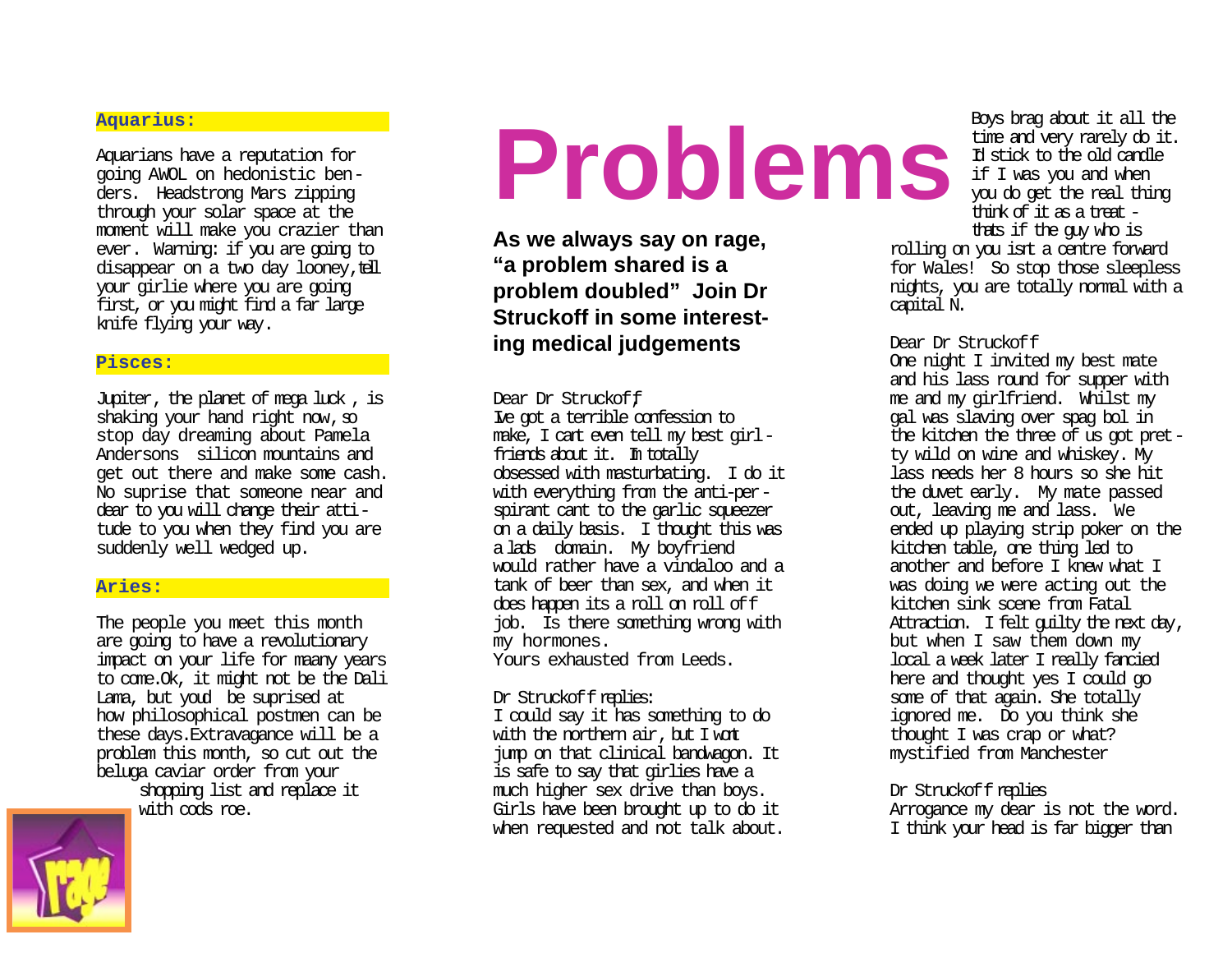**Aquarius:**

Aquarians have a reputation for going AWOL on hedonistic benders. Headstrong Mars zipping through your solar space at the moment will make you crazier than ever. Warning: if you are going to disappear on a two day looney, tell your girlie where you are going first, or you might find a far large knife flying your way.

**Pisces:**

Jupiter, the planet of mega luck , is shaking your hand right now, so stop day dreaming about Pamela Andersons silicon mountains and get out there and make some cash. No suprise that someone near and dear to you will change their attitude to you when they find you are suddenly well wedged up.

**Aries:**

The people you meet this month are going to have a revolutionary impact on your life for maany years to come.Ok, it might not be the Dali Lama, but youd be suprised at how philosophical postmen can be these days.Extravagance will be a problem this month, so cut out the beluga caviar order from your shopping list and replace it with cods roe.

# Problems

**As we always say on rage, "a problem shared is a problem doubled" Join Dr Struckoff in some interesting medical judgements**

Dear Dr Struckoff,
Ive got a terrible confession to make, I cant even tell my best girlfriends about it. Im totally obsessed with masturbating. I do it with everything from the anti-perspirant cant to the garlic squeezer on a daily basis. I thought this was a lads domain. My boyfriend would rather have a vindaloo and a tank of beer than sex, and when it does happen its a roll on roll off job. Is there something wrong with my hormones.
Yours exhausted from Leeds.

Dr Struckoff replies:
I could say it has something to do with the northern air, but I wont jump on that clinical bandwagon. It is safe to say that girlies have a much higher sex drive than boys. Girls have been brought up to do it when requested and not talk about. Boys brag about it all the time and very rarely do it. Id stick to the old candle if I was you and when you do get the real thing think of it as a treat - thats if the guy who is rolling on you isnt a centre forward for Wales! So stop those sleepless nights, you are totally normal with a capital N.

Dear Dr Struckoff
One night I invited my best mate and his lass round for supper with me and my girlfriend. Whilst my gal was slaving over spag bol in the kitchen the three of us got pretty wild on wine and whiskey. My lass needs her 8 hours so she hit the duvet early. My mate passed out, leaving me and lass. We ended up playing strip poker on the kitchen table, one thing led to another and before I knew what I was doing we were acting out the kitchen sink scene from Fatal Attraction. I felt guilty the next day, but when I saw them down my local a week later I really fancied here and thought yes I could go some of that again. She totally ignored me. Do you think she thought I was crap or what?
mystified from Manchester

Dr Struckoff replies
Arrogance my dear is not the word. I think your head is far bigger than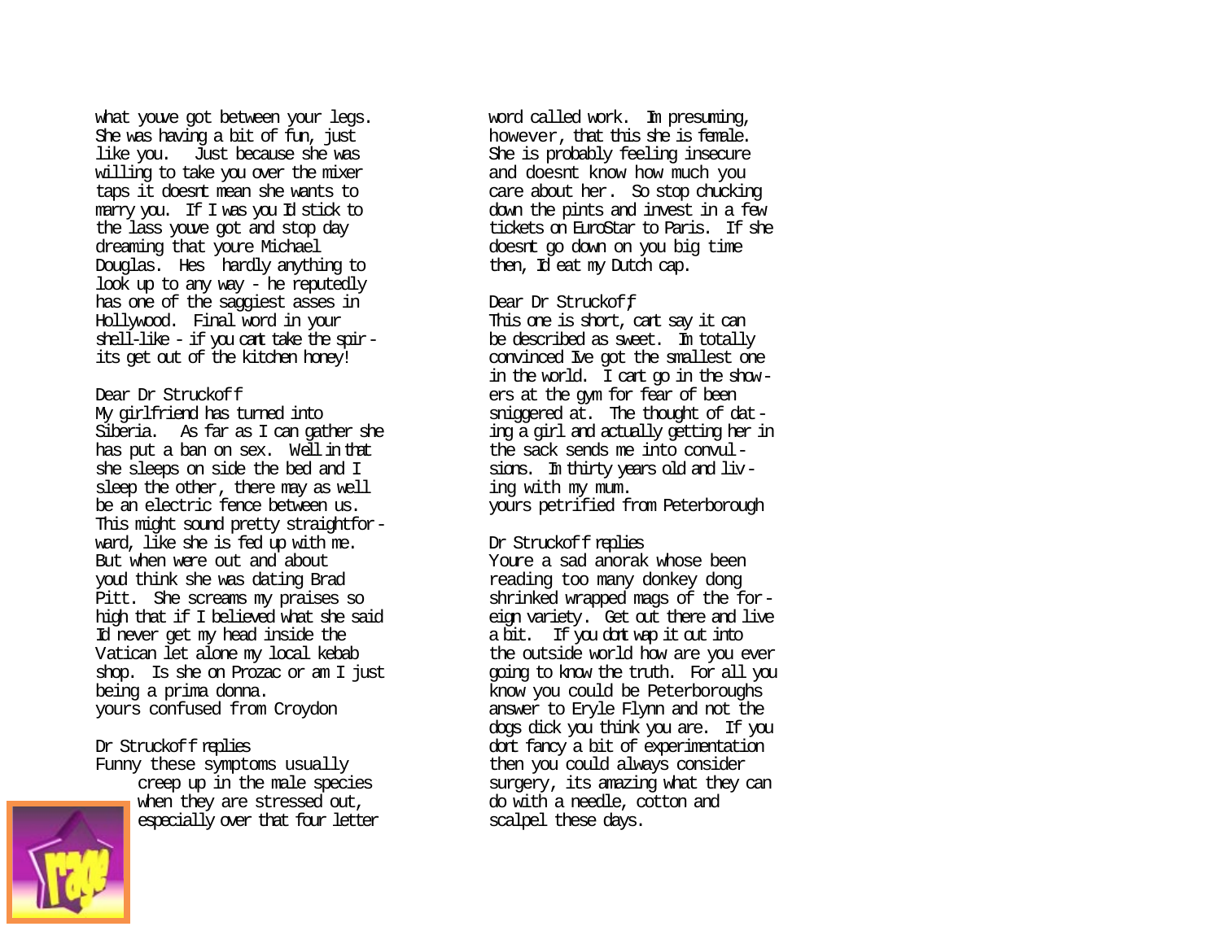what youve got between your legs. She was having a bit of fun, just like you. Just because she was willing to take you over the mixer taps it doesnt mean she wants to marry you. If I was you Id stick to the lass youve got and stop day dreaming that youre Michael Douglas. Hes hardly anything to look up to any way - he reputedly has one of the saggiest asses in Hollywood. Final word in your shell-like - if you cant take the spirits get out of the kitchen honey!

Dear Dr Struckoff
My girlfriend has turned into Siberia. As far as I can gather she has put a ban on sex. Well in that she sleeps on side the bed and I sleep the other, there may as well be an electric fence between us. This might sound pretty straightforward, like she is fed up with me. But when were out and about youd think she was dating Brad Pitt. She screams my praises so high that if I believed what she said Id never get my head inside the Vatican let alone my local kebab shop. Is she on Prozac or am I just being a prima donna.
yours confused from Croydon

Dr Struckoff replies
Funny these symptoms usually creep up in the male species when they are stressed out, especially over that four letter word called work. Im presuming, however, that this she is female. She is probably feeling insecure and doesnt know how much you care about her. So stop chucking down the pints and invest in a few tickets on EuroStar to Paris. If she doesnt go down on you big time then, Id eat my Dutch cap.

Dear Dr Struckoff,
This one is short, cant say it can be described as sweet. Im totally convinced Ive got the smallest one in the world. I cant go in the showers at the gym for fear of been sniggered at. The thought of dating a girl and actually getting her in the sack sends me into convulsions. Im thirty years old and living with my mum.
yours petrified from Peterborough

Dr Struckoff replies
Youre a sad anorak whose been reading too many donkey dong shrinked wrapped mags of the foreign variety. Get out there and live a bit. If you dont wap it out into the outside world how are you ever going to know the truth. For all you know you could be Peterboroughs answer to Eryle Flynn and not the dogs dick you think you are. If you dont fancy a bit of experimentation then you could always consider surgery, its amazing what they can do with a needle, cotton and scalpel these days.